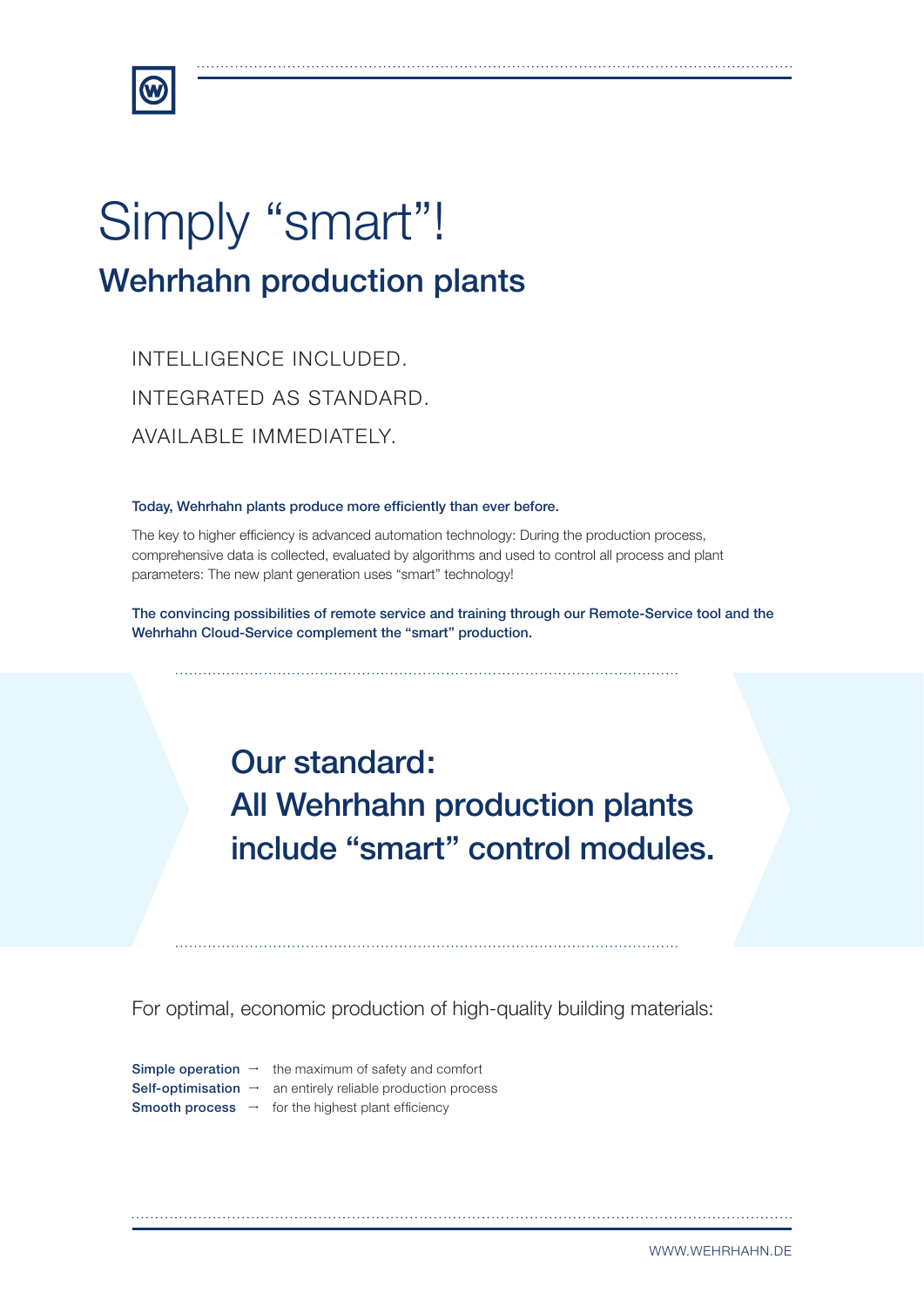# Simply “smart”!

## Wehrhahn production plants

INTELLIGENCE INCLUDED.

INTEGRATED AS STANDARD.

AVAILABLE IMMEDIATELY.

**Today, Wehrhahn plants produce more efficiently than ever before.**

The key to higher efficiency is advanced automation technology: During the production process, comprehensive data is collected, evaluated by algorithms and used to control all process and plant parameters: The new plant generation uses “smart” technology!

**The convincing possibilities of remote service and training through our Remote-Service tool and the Wehrhahn Cloud-Service complement the “smart” production.**

## Our standard: All Wehrhahn production plants include “smart” control modules.

For optimal, economic production of high-quality building materials:

**Simple operation** → the maximum of safety and comfort
**Self-optimisation** → an entirely reliable production process
**Smooth process** → for the highest plant efficiency

WWW.WEHRHAHN.DE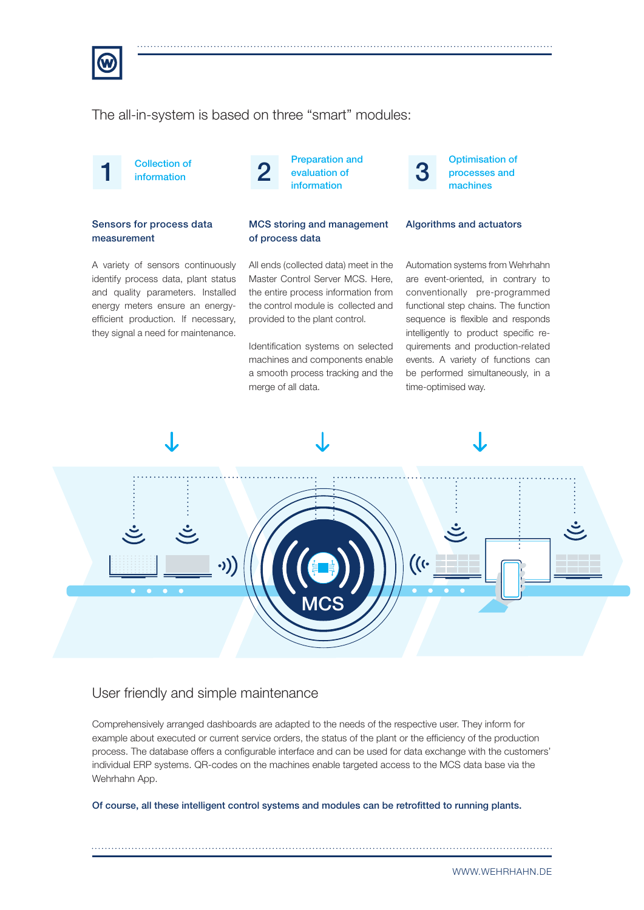The all-in-system is based on three “smart” modules:

## 1 Collection of information

### Sensors for process data measurement

A variety of sensors continuously identify process data, plant status and quality parameters. Installed energy meters ensure an energy-efficient production. If necessary, they signal a need for maintenance.

## 2 Preparation and evaluation of information

### MCS storing and management of process data

All ends (collected data) meet in the Master Control Server MCS. Here, the entire process information from the control module is collected and provided to the plant control.

Identification systems on selected machines and components enable a smooth process tracking and the merge of all data.

## 3 Optimisation of processes and machines

### Algorithms and actuators

Automation systems from Wehrhahn are event-oriented, in contrary to conventionally pre-programmed functional step chains. The function sequence is flexible and responds intelligently to product specific requirements and production-related events. A variety of functions can be performed simultaneously, in a time-optimised way.

MCS

## User friendly and simple maintenance

Comprehensively arranged dashboards are adapted to the needs of the respective user. They inform for example about executed or current service orders, the status of the plant or the efficiency of the production process. The database offers a configurable interface and can be used for data exchange with the customers' individual ERP systems. QR-codes on the machines enable targeted access to the MCS data base via the Wehrhahn App.

**Of course, all these intelligent control systems and modules can be retrofitted to running plants.**

WWW.WEHRHAHN.DE